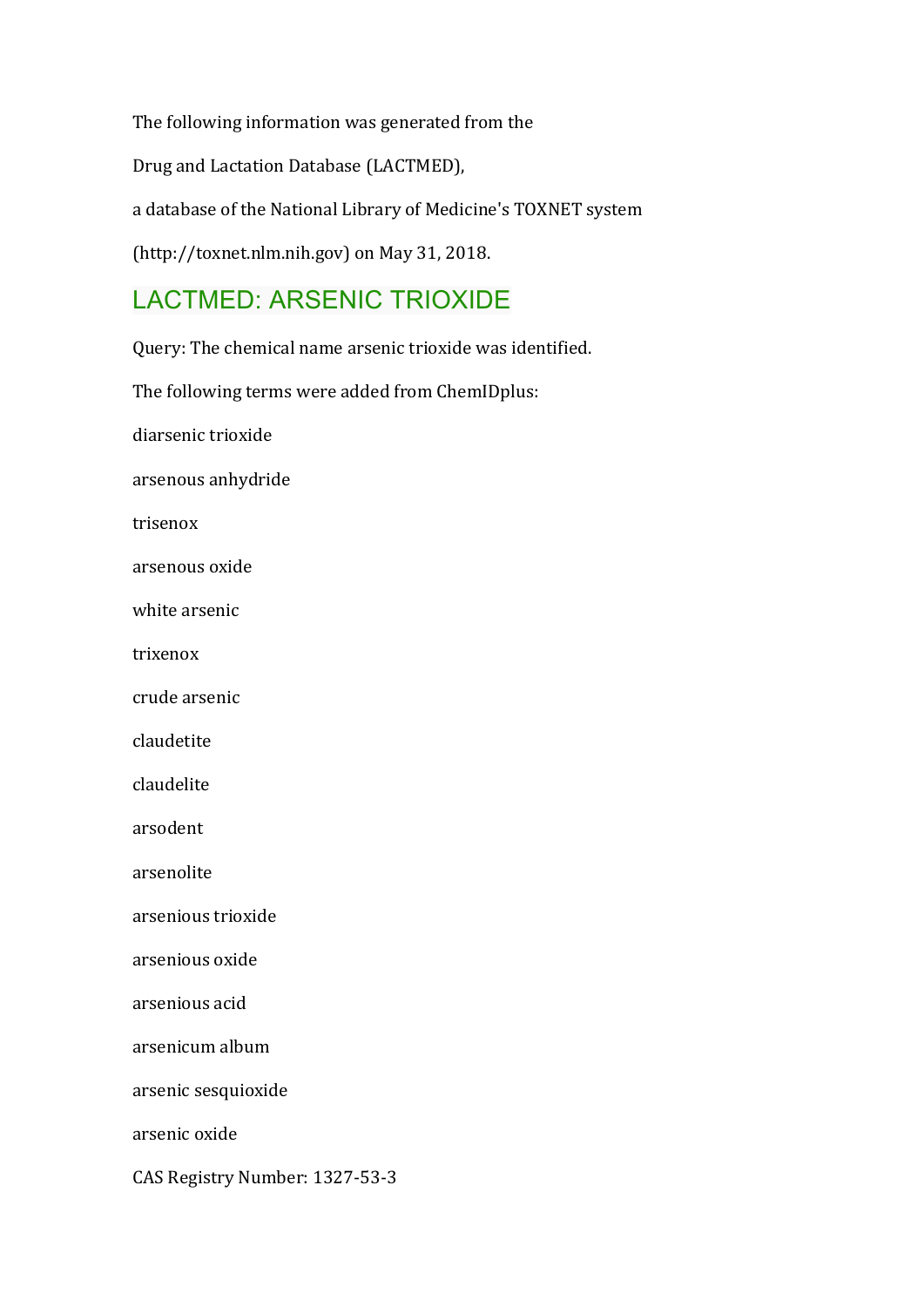The following information was generated from the

Drug and Lactation Database (LACTMED),

a database of the National Library of Medicine's TOXNET system

(http://toxnet.nlm.nih.gov) on May 31, 2018.

## LACTMED: ARSENIC TRIOXIDE

Query: The chemical name arsenic trioxide was identified.

The following terms were added from ChemIDplus:

diarsenic trioxide

arsenous anhydride

trisenox

arsenous oxide

white arsenic

trixenox

crude arsenic

claudetite

claudelite

arsodent

arsenolite

arsenious trioxide

arsenious oxide

arsenious acid

arsenicum album

arsenic sesquioxide

arsenic oxide

CAS Registry Number: 1327-53-3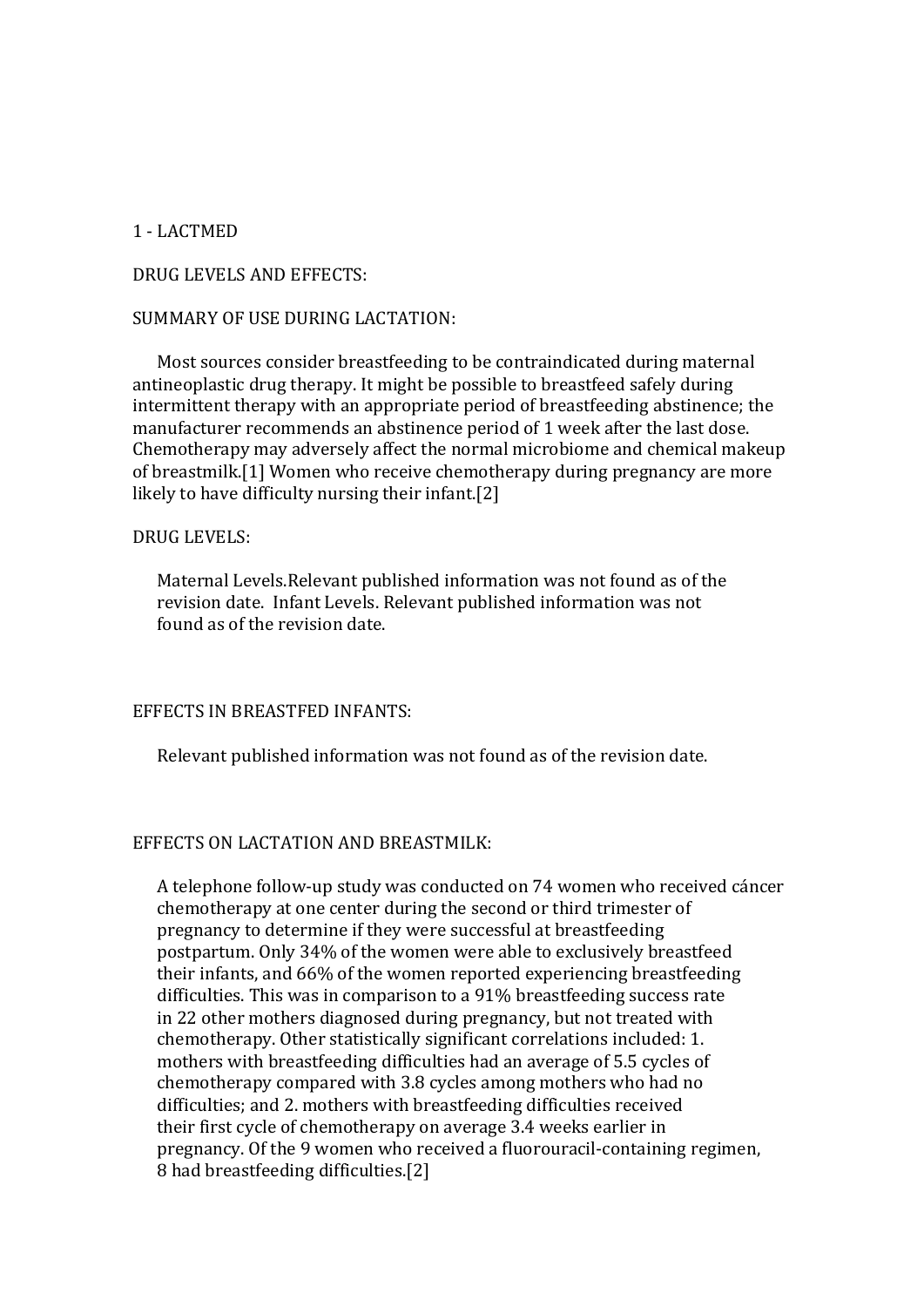1 - LACTMED

DRUG LEVELS AND EFFECTS:

SUMMARY OF USE DURING LACTATION:

Most sources consider breastfeeding to be contraindicated during maternal antineoplastic drug therapy. It might be possible to breastfeed safely during intermittent therapy with an appropriate period of breastfeeding abstinence; the manufacturer recommends an abstinence period of 1 week after the last dose. Chemotherapy may adversely affect the normal microbiome and chemical makeup of breastmilk.[1] Women who receive chemotherapy during pregnancy are more likely to have difficulty nursing their infant.[2]

DRUG LEVELS:

Maternal Levels.Relevant published information was not found as of the revision date. Infant Levels. Relevant published information was not found as of the revision date.

EFFECTS IN BREASTFED INFANTS:

Relevant published information was not found as of the revision date.

EFFECTS ON LACTATION AND BREASTMILK:

A telephone follow-up study was conducted on 74 women who received cáncer chemotherapy at one center during the second or third trimester of pregnancy to determine if they were successful at breastfeeding postpartum. Only 34% of the women were able to exclusively breastfeed their infants, and 66% of the women reported experiencing breastfeeding difficulties. This was in comparison to a 91% breastfeeding success rate in 22 other mothers diagnosed during pregnancy, but not treated with chemotherapy. Other statistically significant correlations included: 1. mothers with breastfeeding difficulties had an average of 5.5 cycles of chemotherapy compared with 3.8 cycles among mothers who had no difficulties; and 2. mothers with breastfeeding difficulties received their first cycle of chemotherapy on average 3.4 weeks earlier in pregnancy. Of the 9 women who received a fluorouracil-containing regimen, 8 had breastfeeding difficulties.[2]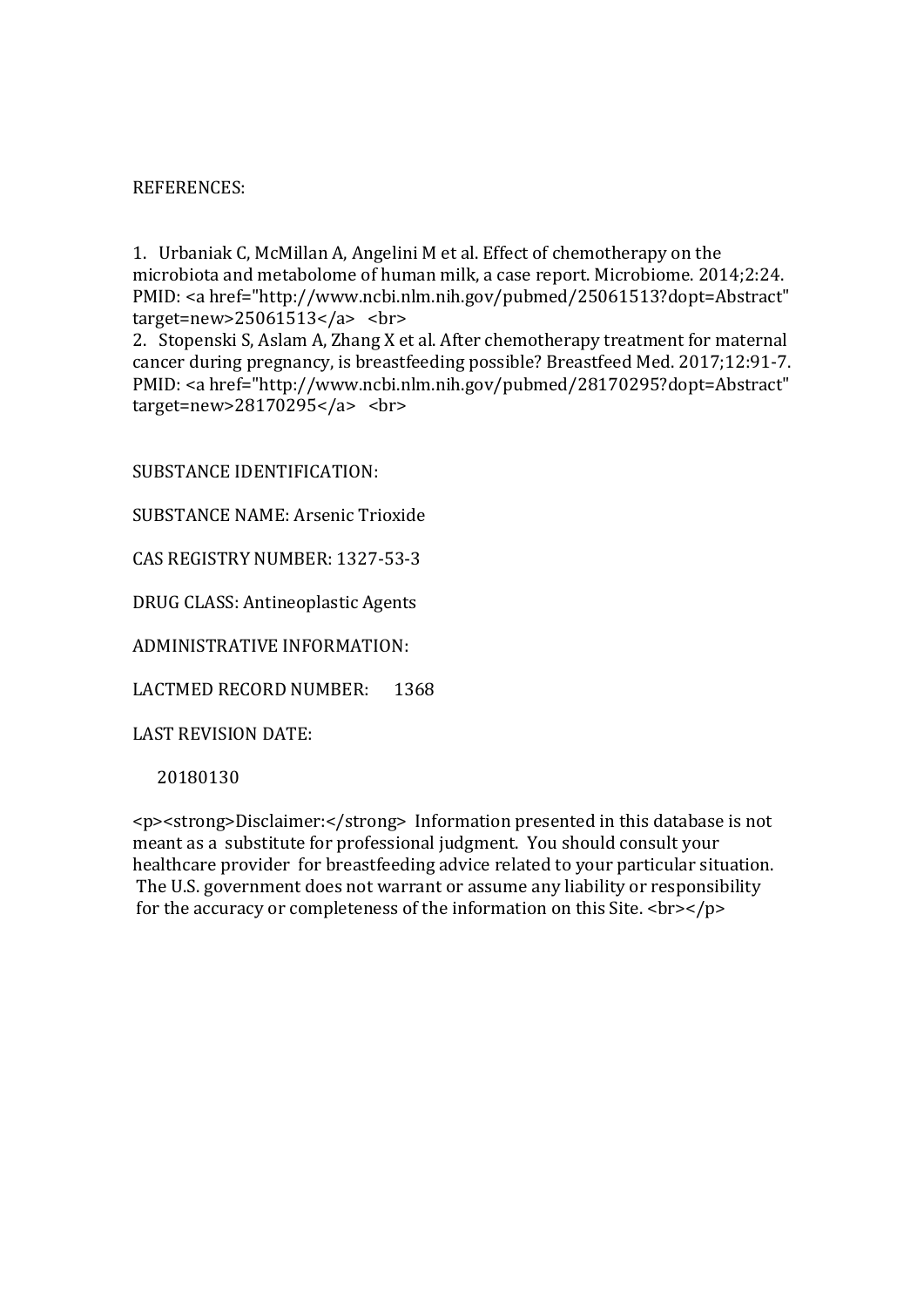REFERENCES:

1. Urbaniak C, McMillan A, Angelini M et al. Effect of chemotherapy on the microbiota and metabolome of human milk, a case report. Microbiome. 2014;2:24. PMID: <a href="http://www.ncbi.nlm.nih.gov/pubmed/25061513?dopt=Abstract" target=new>25061513</a> <br>
2. Stopenski S, Aslam A, Zhang X et al. After chemotherapy treatment for maternal cancer during pregnancy, is breastfeeding possible? Breastfeed Med. 2017;12:91-7. PMID: <a href="http://www.ncbi.nlm.nih.gov/pubmed/28170295?dopt=Abstract" target=new>28170295</a> <br>

SUBSTANCE IDENTIFICATION:

SUBSTANCE NAME: Arsenic Trioxide

CAS REGISTRY NUMBER: 1327-53-3

DRUG CLASS: Antineoplastic Agents

ADMINISTRATIVE INFORMATION:

LACTMED RECORD NUMBER: 1368

LAST REVISION DATE:

20180130

<p><strong>Disclaimer:</strong> Information presented in this database is not meant as a substitute for professional judgment. You should consult your healthcare provider for breastfeeding advice related to your particular situation. The U.S. government does not warrant or assume any liability or responsibility for the accuracy or completeness of the information on this Site. <br></p>